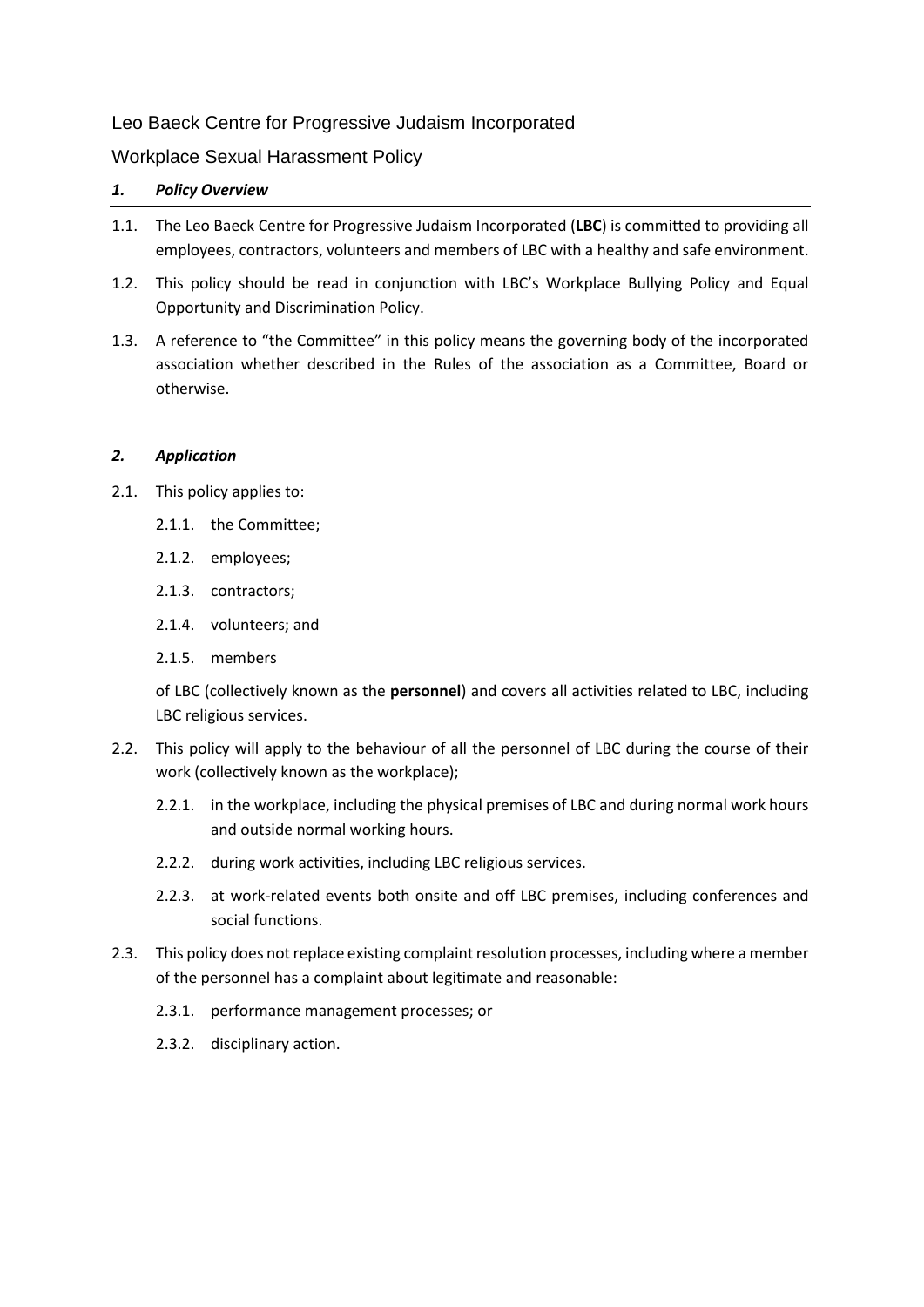# Leo Baeck Centre for Progressive Judaism Incorporated

## Workplace Sexual Harassment Policy

### *1. Policy Overview*

1.1. The Leo Baeck Centre for Progressive Judaism Incorporated (**LBC**) is committed to providing all employees, contractors, volunteers and members of LBC with a healthy and safe environment.

1.2. This policy should be read in conjunction with LBC's Workplace Bullying Policy and Equal Opportunity and Discrimination Policy.

1.3. A reference to "the Committee" in this policy means the governing body of the incorporated association whether described in the Rules of the association as a Committee, Board or otherwise.

### *2. Application*

2.1. This policy applies to:

- 2.1.1. the Committee;
- 2.1.2. employees;
- 2.1.3. contractors;
- 2.1.4. volunteers; and
- 2.1.5. members

of LBC (collectively known as the **personnel**) and covers all activities related to LBC, including LBC religious services.

2.2. This policy will apply to the behaviour of all the personnel of LBC during the course of their work (collectively known as the workplace);

- 2.2.1. in the workplace, including the physical premises of LBC and during normal work hours and outside normal working hours.
- 2.2.2. during work activities, including LBC religious services.
- 2.2.3. at work-related events both onsite and off LBC premises, including conferences and social functions.

2.3. This policy does not replace existing complaint resolution processes, including where a member of the personnel has a complaint about legitimate and reasonable:

- 2.3.1. performance management processes; or
- 2.3.2. disciplinary action.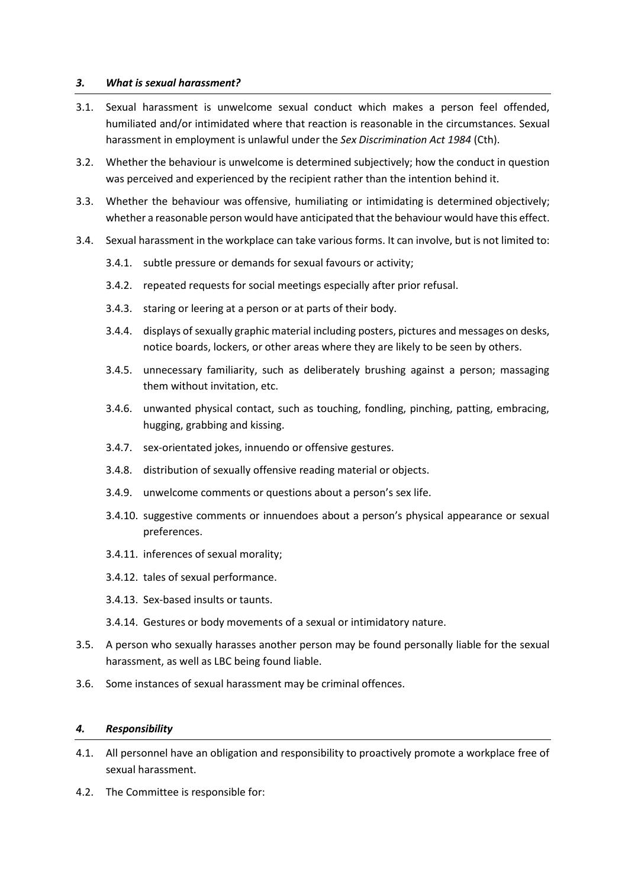### *3. What is sexual harassment?*

3.1. Sexual harassment is unwelcome sexual conduct which makes a person feel offended, humiliated and/or intimidated where that reaction is reasonable in the circumstances. Sexual harassment in employment is unlawful under the *Sex Discrimination Act 1984* (Cth).

3.2. Whether the behaviour is unwelcome is determined subjectively; how the conduct in question was perceived and experienced by the recipient rather than the intention behind it.

3.3. Whether the behaviour was offensive, humiliating or intimidating is determined objectively; whether a reasonable person would have anticipated that the behaviour would have this effect.

3.4. Sexual harassment in the workplace can take various forms. It can involve, but is not limited to:

3.4.1. subtle pressure or demands for sexual favours or activity;

3.4.2. repeated requests for social meetings especially after prior refusal.

3.4.3. staring or leering at a person or at parts of their body.

3.4.4. displays of sexually graphic material including posters, pictures and messages on desks, notice boards, lockers, or other areas where they are likely to be seen by others.

3.4.5. unnecessary familiarity, such as deliberately brushing against a person; massaging them without invitation, etc.

3.4.6. unwanted physical contact, such as touching, fondling, pinching, patting, embracing, hugging, grabbing and kissing.

3.4.7. sex-orientated jokes, innuendo or offensive gestures.

3.4.8. distribution of sexually offensive reading material or objects.

3.4.9. unwelcome comments or questions about a person's sex life.

3.4.10. suggestive comments or innuendoes about a person's physical appearance or sexual preferences.

3.4.11. inferences of sexual morality;

3.4.12. tales of sexual performance.

3.4.13. Sex-based insults or taunts.

3.4.14. Gestures or body movements of a sexual or intimidatory nature.

3.5. A person who sexually harasses another person may be found personally liable for the sexual harassment, as well as LBC being found liable.

3.6. Some instances of sexual harassment may be criminal offences.

### *4. Responsibility*

4.1. All personnel have an obligation and responsibility to proactively promote a workplace free of sexual harassment.

4.2. The Committee is responsible for: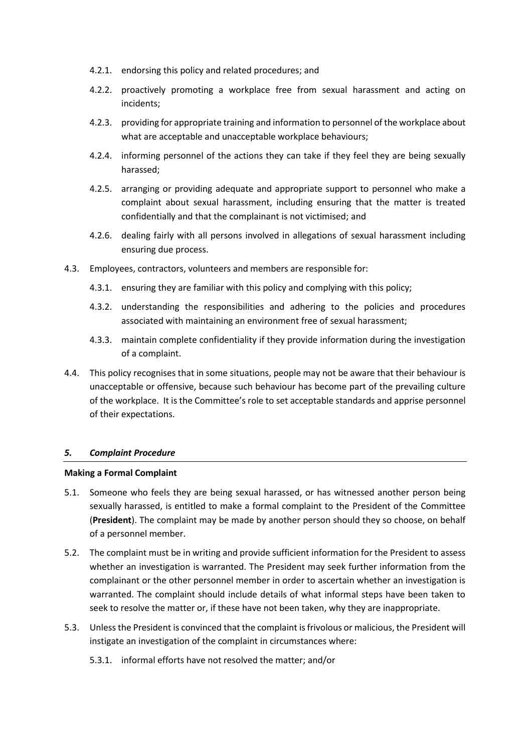4.2.1. endorsing this policy and related procedures; and

4.2.2. proactively promoting a workplace free from sexual harassment and acting on incidents;

4.2.3. providing for appropriate training and information to personnel of the workplace about what are acceptable and unacceptable workplace behaviours;

4.2.4. informing personnel of the actions they can take if they feel they are being sexually harassed;

4.2.5. arranging or providing adequate and appropriate support to personnel who make a complaint about sexual harassment, including ensuring that the matter is treated confidentially and that the complainant is not victimised; and

4.2.6. dealing fairly with all persons involved in allegations of sexual harassment including ensuring due process.

4.3. Employees, contractors, volunteers and members are responsible for:

4.3.1. ensuring they are familiar with this policy and complying with this policy;

4.3.2. understanding the responsibilities and adhering to the policies and procedures associated with maintaining an environment free of sexual harassment;

4.3.3. maintain complete confidentiality if they provide information during the investigation of a complaint.

4.4. This policy recognises that in some situations, people may not be aware that their behaviour is unacceptable or offensive, because such behaviour has become part of the prevailing culture of the workplace. It is the Committee's role to set acceptable standards and apprise personnel of their expectations.

## *5. Complaint Procedure*

### Making a Formal Complaint

5.1. Someone who feels they are being sexual harassed, or has witnessed another person being sexually harassed, is entitled to make a formal complaint to the President of the Committee (**President**). The complaint may be made by another person should they so choose, on behalf of a personnel member.

5.2. The complaint must be in writing and provide sufficient information for the President to assess whether an investigation is warranted. The President may seek further information from the complainant or the other personnel member in order to ascertain whether an investigation is warranted. The complaint should include details of what informal steps have been taken to seek to resolve the matter or, if these have not been taken, why they are inappropriate.

5.3. Unless the President is convinced that the complaint is frivolous or malicious, the President will instigate an investigation of the complaint in circumstances where:

5.3.1. informal efforts have not resolved the matter; and/or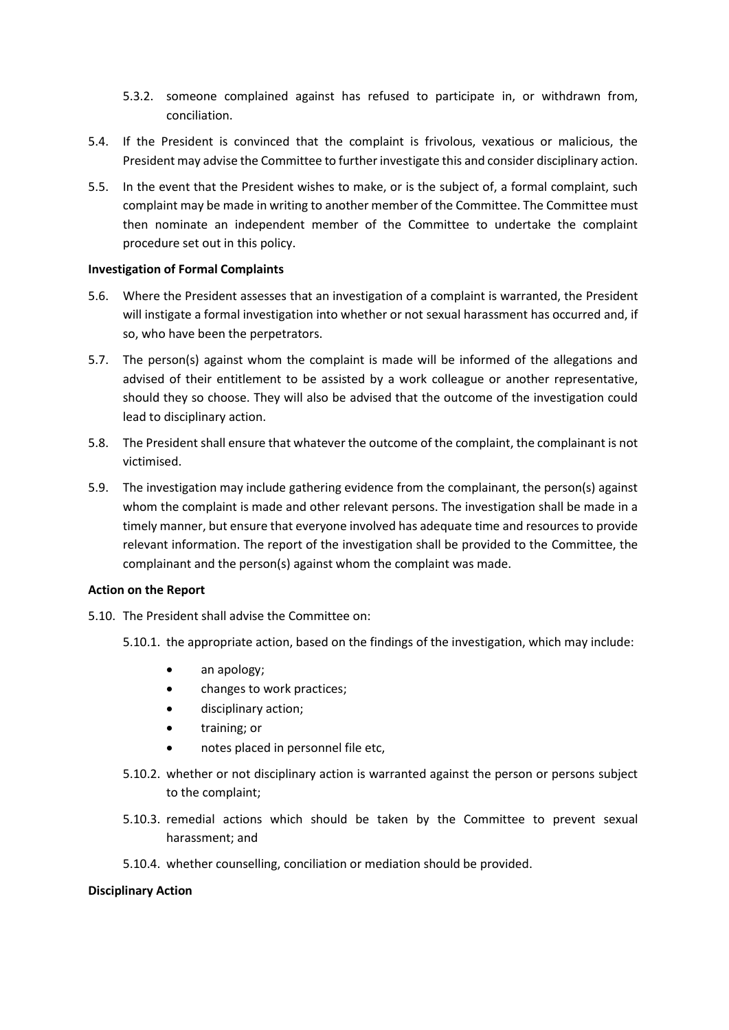5.3.2. someone complained against has refused to participate in, or withdrawn from, conciliation.

5.4. If the President is convinced that the complaint is frivolous, vexatious or malicious, the President may advise the Committee to further investigate this and consider disciplinary action.

5.5. In the event that the President wishes to make, or is the subject of, a formal complaint, such complaint may be made in writing to another member of the Committee. The Committee must then nominate an independent member of the Committee to undertake the complaint procedure set out in this policy.

**Investigation of Formal Complaints**

5.6. Where the President assesses that an investigation of a complaint is warranted, the President will instigate a formal investigation into whether or not sexual harassment has occurred and, if so, who have been the perpetrators.

5.7. The person(s) against whom the complaint is made will be informed of the allegations and advised of their entitlement to be assisted by a work colleague or another representative, should they so choose. They will also be advised that the outcome of the investigation could lead to disciplinary action.

5.8. The President shall ensure that whatever the outcome of the complaint, the complainant is not victimised.

5.9. The investigation may include gathering evidence from the complainant, the person(s) against whom the complaint is made and other relevant persons. The investigation shall be made in a timely manner, but ensure that everyone involved has adequate time and resources to provide relevant information. The report of the investigation shall be provided to the Committee, the complainant and the person(s) against whom the complaint was made.

**Action on the Report**

5.10. The President shall advise the Committee on:

5.10.1. the appropriate action, based on the findings of the investigation, which may include:

- an apology;
- changes to work practices;
- disciplinary action;
- training; or
- notes placed in personnel file etc,

5.10.2. whether or not disciplinary action is warranted against the person or persons subject to the complaint;

5.10.3. remedial actions which should be taken by the Committee to prevent sexual harassment; and

5.10.4. whether counselling, conciliation or mediation should be provided.

**Disciplinary Action**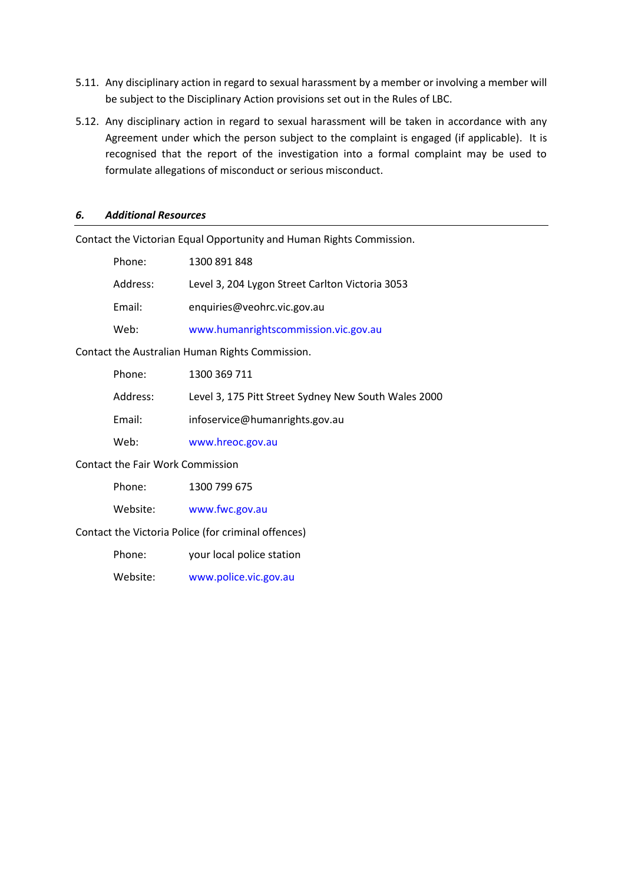5.11. Any disciplinary action in regard to sexual harassment by a member or involving a member will be subject to the Disciplinary Action provisions set out in the Rules of LBC.

5.12. Any disciplinary action in regard to sexual harassment will be taken in accordance with any Agreement under which the person subject to the complaint is engaged (if applicable). It is recognised that the report of the investigation into a formal complaint may be used to formulate allegations of misconduct or serious misconduct.

## *6. Additional Resources*

Contact the Victorian Equal Opportunity and Human Rights Commission.

| | |
|---|---|
| Phone: | 1300 891 848 |
| Address: | Level 3, 204 Lygon Street Carlton Victoria 3053 |
| Email: | enquiries@veohrc.vic.gov.au |
| Web: | www.humanrightscommission.vic.gov.au |

Contact the Australian Human Rights Commission.

| | |
|---|---|
| Phone: | 1300 369 711 |
| Address: | Level 3, 175 Pitt Street Sydney New South Wales 2000 |
| Email: | infoservice@humanrights.gov.au |
| Web: | www.hreoc.gov.au |

Contact the Fair Work Commission

| | |
|---|---|
| Phone: | 1300 799 675 |
| Website: | www.fwc.gov.au |

Contact the Victoria Police (for criminal offences)

| | |
|---|---|
| Phone: | your local police station |
| Website: | www.police.vic.gov.au |